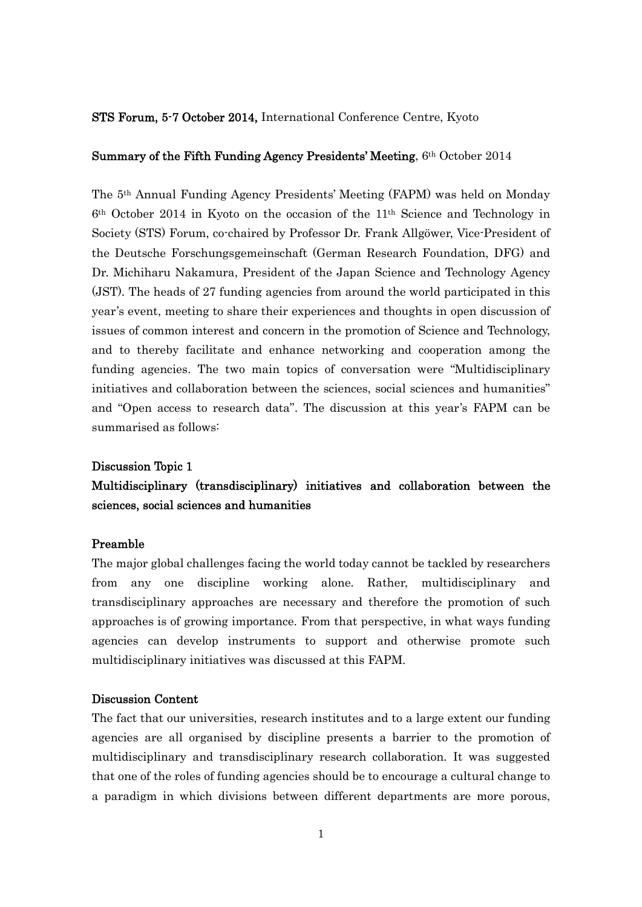**STS Forum, 5-7 October 2014,** International Conference Centre, Kyoto

**Summary of the Fifth Funding Agency Presidents' Meeting**, 6th October 2014

The 5th Annual Funding Agency Presidents' Meeting (FAPM) was held on Monday 6th October 2014 in Kyoto on the occasion of the 11th Science and Technology in Society (STS) Forum, co-chaired by Professor Dr. Frank Allgöwer, Vice-President of the Deutsche Forschungsgemeinschaft (German Research Foundation, DFG) and Dr. Michiharu Nakamura, President of the Japan Science and Technology Agency (JST). The heads of 27 funding agencies from around the world participated in this year's event, meeting to share their experiences and thoughts in open discussion of issues of common interest and concern in the promotion of Science and Technology, and to thereby facilitate and enhance networking and cooperation among the funding agencies. The two main topics of conversation were "Multidisciplinary initiatives and collaboration between the sciences, social sciences and humanities" and "Open access to research data". The discussion at this year's FAPM can be summarised as follows:

## Discussion Topic 1

## Multidisciplinary (transdisciplinary) initiatives and collaboration between the sciences, social sciences and humanities

### Preamble

The major global challenges facing the world today cannot be tackled by researchers from any one discipline working alone. Rather, multidisciplinary and transdisciplinary approaches are necessary and therefore the promotion of such approaches is of growing importance. From that perspective, in what ways funding agencies can develop instruments to support and otherwise promote such multidisciplinary initiatives was discussed at this FAPM.

### Discussion Content

The fact that our universities, research institutes and to a large extent our funding agencies are all organised by discipline presents a barrier to the promotion of multidisciplinary and transdisciplinary research collaboration. It was suggested that one of the roles of funding agencies should be to encourage a cultural change to a paradigm in which divisions between different departments are more porous,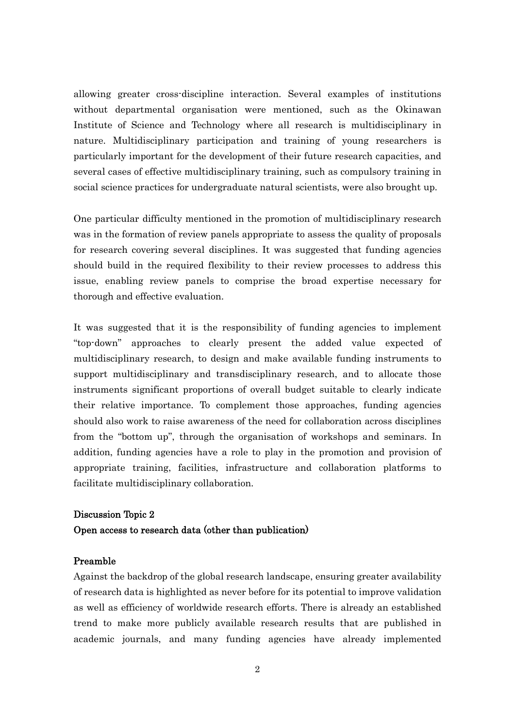allowing greater cross-discipline interaction. Several examples of institutions without departmental organisation were mentioned, such as the Okinawan Institute of Science and Technology where all research is multidisciplinary in nature. Multidisciplinary participation and training of young researchers is particularly important for the development of their future research capacities, and several cases of effective multidisciplinary training, such as compulsory training in social science practices for undergraduate natural scientists, were also brought up.

One particular difficulty mentioned in the promotion of multidisciplinary research was in the formation of review panels appropriate to assess the quality of proposals for research covering several disciplines. It was suggested that funding agencies should build in the required flexibility to their review processes to address this issue, enabling review panels to comprise the broad expertise necessary for thorough and effective evaluation.

It was suggested that it is the responsibility of funding agencies to implement "top-down" approaches to clearly present the added value expected of multidisciplinary research, to design and make available funding instruments to support multidisciplinary and transdisciplinary research, and to allocate those instruments significant proportions of overall budget suitable to clearly indicate their relative importance. To complement those approaches, funding agencies should also work to raise awareness of the need for collaboration across disciplines from the "bottom up", through the organisation of workshops and seminars. In addition, funding agencies have a role to play in the promotion and provision of appropriate training, facilities, infrastructure and collaboration platforms to facilitate multidisciplinary collaboration.

## Discussion Topic 2
## Open access to research data (other than publication)

### Preamble

Against the backdrop of the global research landscape, ensuring greater availability of research data is highlighted as never before for its potential to improve validation as well as efficiency of worldwide research efforts. There is already an established trend to make more publicly available research results that are published in academic journals, and many funding agencies have already implemented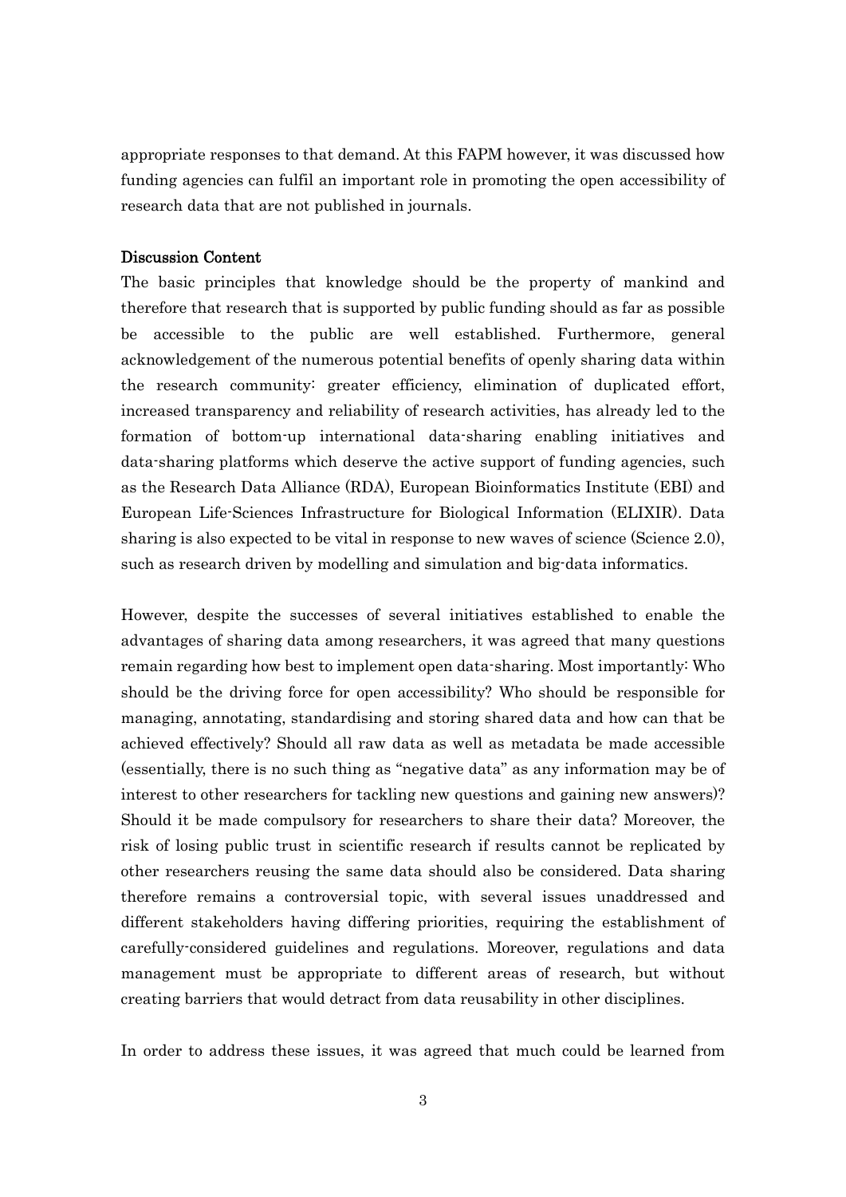appropriate responses to that demand. At this FAPM however, it was discussed how funding agencies can fulfil an important role in promoting the open accessibility of research data that are not published in journals.

## Discussion Content

The basic principles that knowledge should be the property of mankind and therefore that research that is supported by public funding should as far as possible be accessible to the public are well established. Furthermore, general acknowledgement of the numerous potential benefits of openly sharing data within the research community: greater efficiency, elimination of duplicated effort, increased transparency and reliability of research activities, has already led to the formation of bottom-up international data-sharing enabling initiatives and data-sharing platforms which deserve the active support of funding agencies, such as the Research Data Alliance (RDA), European Bioinformatics Institute (EBI) and European Life-Sciences Infrastructure for Biological Information (ELIXIR). Data sharing is also expected to be vital in response to new waves of science (Science 2.0), such as research driven by modelling and simulation and big-data informatics.

However, despite the successes of several initiatives established to enable the advantages of sharing data among researchers, it was agreed that many questions remain regarding how best to implement open data-sharing. Most importantly: Who should be the driving force for open accessibility? Who should be responsible for managing, annotating, standardising and storing shared data and how can that be achieved effectively? Should all raw data as well as metadata be made accessible (essentially, there is no such thing as "negative data" as any information may be of interest to other researchers for tackling new questions and gaining new answers)? Should it be made compulsory for researchers to share their data? Moreover, the risk of losing public trust in scientific research if results cannot be replicated by other researchers reusing the same data should also be considered. Data sharing therefore remains a controversial topic, with several issues unaddressed and different stakeholders having differing priorities, requiring the establishment of carefully-considered guidelines and regulations. Moreover, regulations and data management must be appropriate to different areas of research, but without creating barriers that would detract from data reusability in other disciplines.

In order to address these issues, it was agreed that much could be learned from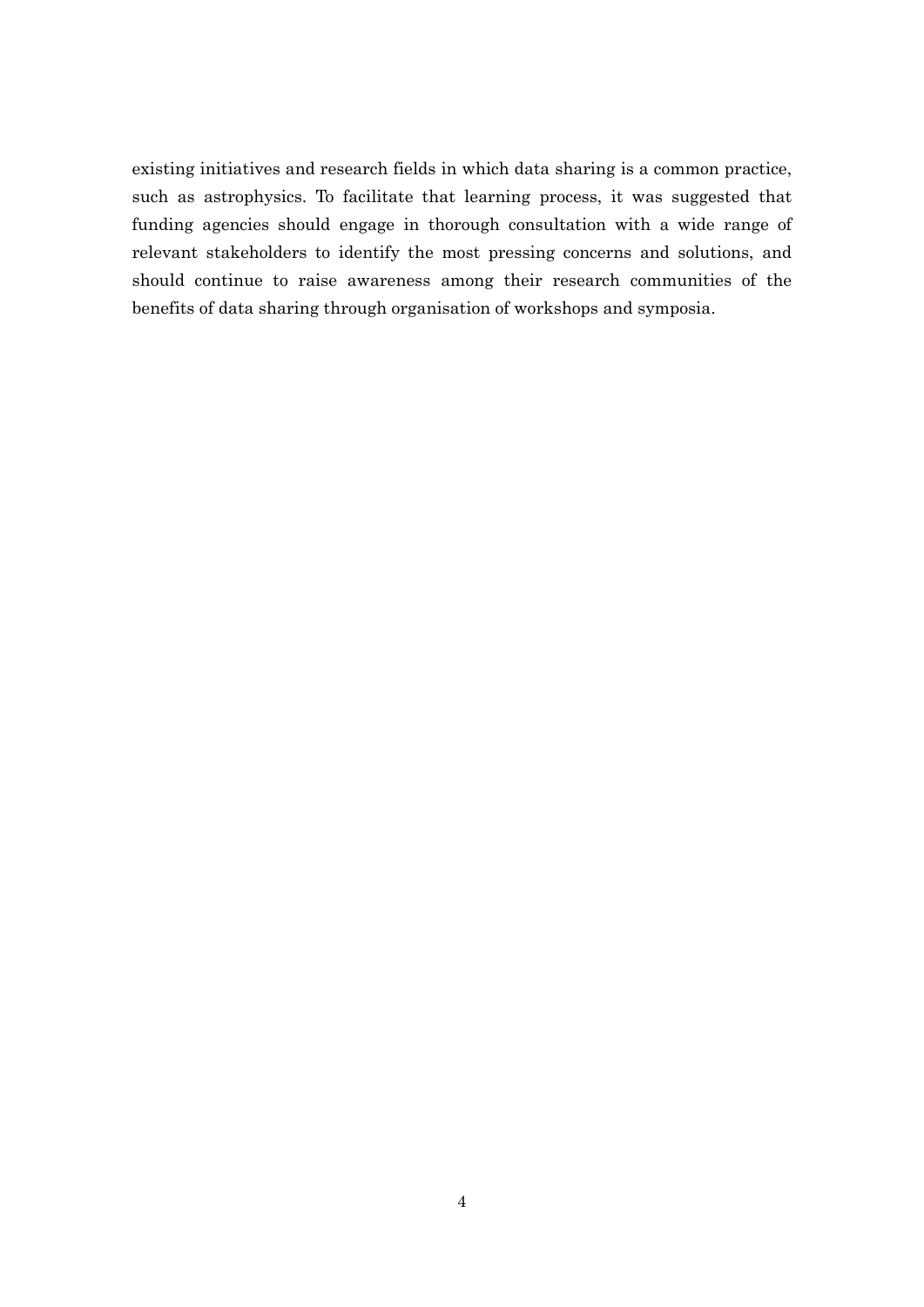existing initiatives and research fields in which data sharing is a common practice, such as astrophysics. To facilitate that learning process, it was suggested that funding agencies should engage in thorough consultation with a wide range of relevant stakeholders to identify the most pressing concerns and solutions, and should continue to raise awareness among their research communities of the benefits of data sharing through organisation of workshops and symposia.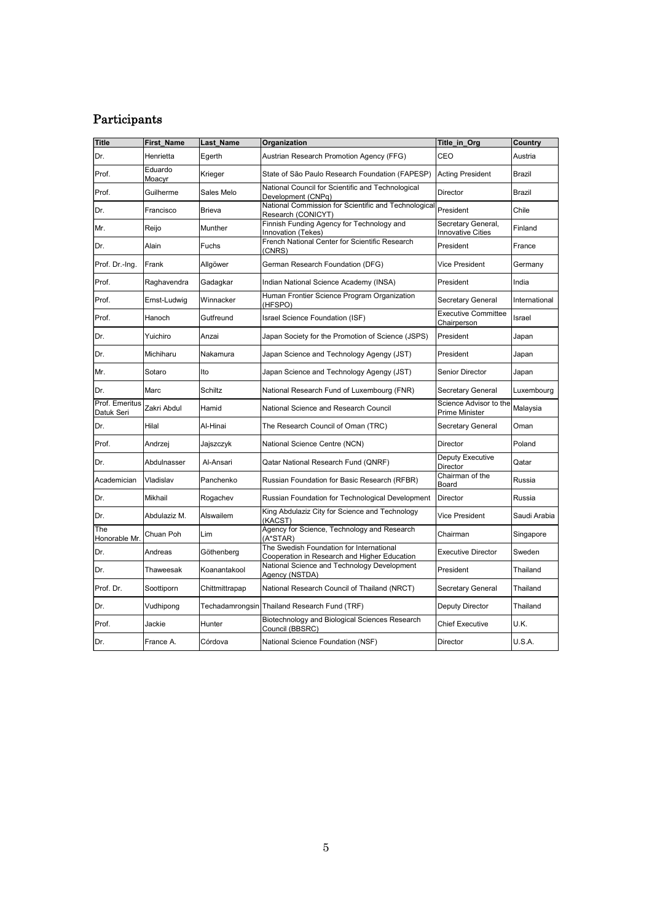# Participants

| Title | First_Name | Last_Name | Organization | Title_in_Org | Country |
|---|---|---|---|---|---|
| Dr. | Henrietta | Egerth | Austrian Research Promotion Agency (FFG) | CEO | Austria |
| Prof. | Eduardo Moacyr | Krieger | State of São Paulo Research Foundation (FAPESP) | Acting President | Brazil |
| Prof. | Guilherme | Sales Melo | National Council for Scientific and Technological Development (CNPq) | Director | Brazil |
| Dr. | Francisco | Brieva | National Commission for Scientific and Technological Research (CONICYT) | President | Chile |
| Mr. | Reijo | Munther | Finnish Funding Agency for Technology and Innovation (Tekes) | Secretary General, Innovative Cities | Finland |
| Dr. | Alain | Fuchs | French National Center for Scientific Research (CNRS) | President | France |
| Prof. Dr.-Ing. | Frank | Allgöwer | German Research Foundation (DFG) | Vice President | Germany |
| Prof. | Raghavendra | Gadagkar | Indian National Science Academy (INSA) | President | India |
| Prof. | Ernst-Ludwig | Winnacker | Human Frontier Science Program Organization (HFSPO) | Secretary General | International |
| Prof. | Hanoch | Gutfreund | Israel Science Foundation (ISF) | Executive Committee Chairperson | Israel |
| Dr. | Yuichiro | Anzai | Japan Society for the Promotion of Science (JSPS) | President | Japan |
| Dr. | Michiharu | Nakamura | Japan Science and Technology Agengy (JST) | President | Japan |
| Mr. | Sotaro | Ito | Japan Science and Technology Agengy (JST) | Senior Director | Japan |
| Dr. | Marc | Schiltz | National Research Fund of Luxembourg (FNR) | Secretary General | Luxembourg |
| Prof. Emeritus Datuk Seri | Zakri Abdul | Hamid | National Science and Research Council | Science Advisor to the Prime Minister | Malaysia |
| Dr. | Hilal | Al-Hinai | The Research Council of Oman (TRC) | Secretary General | Oman |
| Prof. | Andrzej | Jajszczyk | National Science Centre (NCN) | Director | Poland |
| Dr. | Abdulnasser | Al-Ansari | Qatar National Research Fund (QNRF) | Deputy Executive Director | Qatar |
| Academician | Vladislav | Panchenko | Russian Foundation for Basic Research (RFBR) | Chairman of the Board | Russia |
| Dr. | Mikhail | Rogachev | Russian Foundation for Technological Development | Director | Russia |
| Dr. | Abdulaziz M. | Alswailem | King Abdulaziz City for Science and Technology (KACST) | Vice President | Saudi Arabia |
| The Honorable Mr. | Chuan Poh | Lim | Agency for Science, Technology and Research (A*STAR) | Chairman | Singapore |
| Dr. | Andreas | Göthenberg | The Swedish Foundation for International Cooperation in Research and Higher Education | Executive Director | Sweden |
| Dr. | Thaweesak | Koanantakool | National Science and Technology Development Agency (NSTDA) | President | Thailand |
| Prof. Dr. | Soottiporn | Chittmittrapap | National Research Council of Thailand (NRCT) | Secretary General | Thailand |
| Dr. | Vudhipong | Techadamrongsin | Thailand Research Fund (TRF) | Deputy Director | Thailand |
| Prof. | Jackie | Hunter | Biotechnology and Biological Sciences Research Council (BBSRC) | Chief Executive | U.K. |
| Dr. | France A. | Córdova | National Science Foundation (NSF) | Director | U.S.A. |